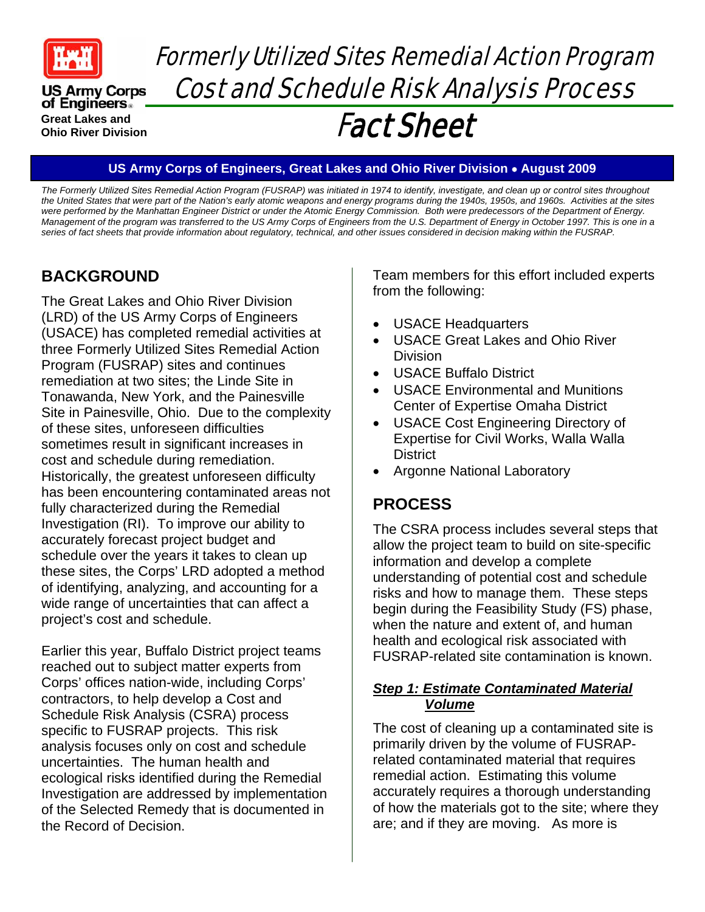US Army Corps of Engineers
Great Lakes and Ohio River Division

# Formerly Utilized Sites Remedial Action Program Cost and Schedule Risk Analysis Process Fact Sheet

**US Army Corps of Engineers, Great Lakes and Ohio River Division • August 2009**

*The Formerly Utilized Sites Remedial Action Program (FUSRAP) was initiated in 1974 to identify, investigate, and clean up or control sites throughout the United States that were part of the Nation's early atomic weapons and energy programs during the 1940s, 1950s, and 1960s. Activities at the sites were performed by the Manhattan Engineer District or under the Atomic Energy Commission. Both were predecessors of the Department of Energy. Management of the program was transferred to the US Army Corps of Engineers from the U.S. Department of Energy in October 1997. This is one in a series of fact sheets that provide information about regulatory, technical, and other issues considered in decision making within the FUSRAP.*

## BACKGROUND

The Great Lakes and Ohio River Division (LRD) of the US Army Corps of Engineers (USACE) has completed remedial activities at three Formerly Utilized Sites Remedial Action Program (FUSRAP) sites and continues remediation at two sites; the Linde Site in Tonawanda, New York, and the Painesville Site in Painesville, Ohio. Due to the complexity of these sites, unforeseen difficulties sometimes result in significant increases in cost and schedule during remediation. Historically, the greatest unforeseen difficulty has been encountering contaminated areas not fully characterized during the Remedial Investigation (RI). To improve our ability to accurately forecast project budget and schedule over the years it takes to clean up these sites, the Corps' LRD adopted a method of identifying, analyzing, and accounting for a wide range of uncertainties that can affect a project's cost and schedule.

Earlier this year, Buffalo District project teams reached out to subject matter experts from Corps' offices nation-wide, including Corps' contractors, to help develop a Cost and Schedule Risk Analysis (CSRA) process specific to FUSRAP projects. This risk analysis focuses only on cost and schedule uncertainties. The human health and ecological risks identified during the Remedial Investigation are addressed by implementation of the Selected Remedy that is documented in the Record of Decision.

Team members for this effort included experts from the following:

- USACE Headquarters
- USACE Great Lakes and Ohio River Division
- USACE Buffalo District
- USACE Environmental and Munitions Center of Expertise Omaha District
- USACE Cost Engineering Directory of Expertise for Civil Works, Walla Walla District
- Argonne National Laboratory

## PROCESS

The CSRA process includes several steps that allow the project team to build on site-specific information and develop a complete understanding of potential cost and schedule risks and how to manage them. These steps begin during the Feasibility Study (FS) phase, when the nature and extent of, and human health and ecological risk associated with FUSRAP-related site contamination is known.

### ***Step 1: Estimate Contaminated Material Volume***

The cost of cleaning up a contaminated site is primarily driven by the volume of FUSRAP-related contaminated material that requires remedial action. Estimating this volume accurately requires a thorough understanding of how the materials got to the site; where they are; and if they are moving. As more is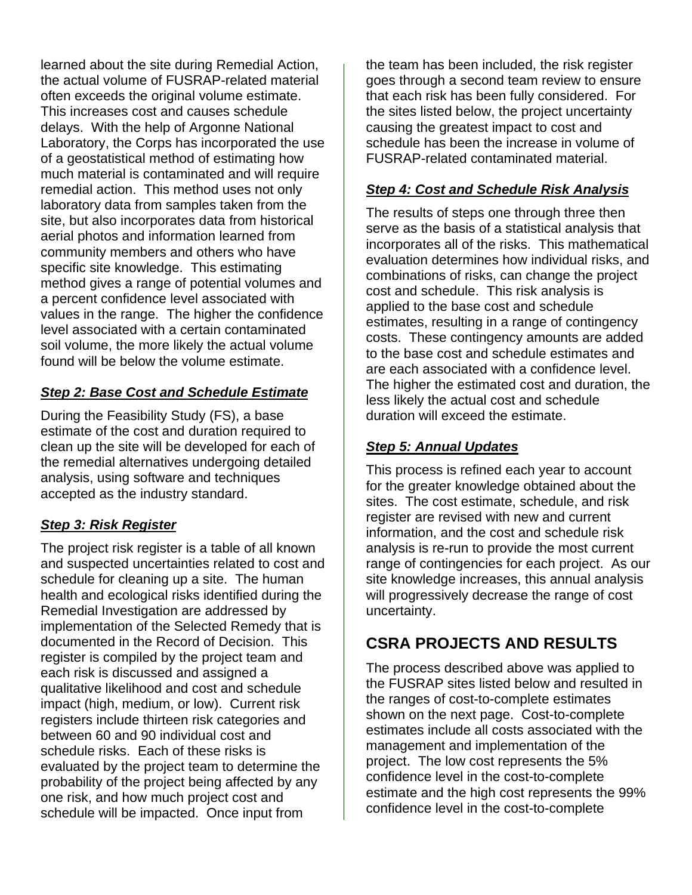learned about the site during Remedial Action, the actual volume of FUSRAP-related material often exceeds the original volume estimate. This increases cost and causes schedule delays. With the help of Argonne National Laboratory, the Corps has incorporated the use of a geostatistical method of estimating how much material is contaminated and will require remedial action. This method uses not only laboratory data from samples taken from the site, but also incorporates data from historical aerial photos and information learned from community members and others who have specific site knowledge. This estimating method gives a range of potential volumes and a percent confidence level associated with values in the range. The higher the confidence level associated with a certain contaminated soil volume, the more likely the actual volume found will be below the volume estimate.

***Step 2: Base Cost and Schedule Estimate***

During the Feasibility Study (FS), a base estimate of the cost and duration required to clean up the site will be developed for each of the remedial alternatives undergoing detailed analysis, using software and techniques accepted as the industry standard.

***Step 3: Risk Register***

The project risk register is a table of all known and suspected uncertainties related to cost and schedule for cleaning up a site. The human health and ecological risks identified during the Remedial Investigation are addressed by implementation of the Selected Remedy that is documented in the Record of Decision. This register is compiled by the project team and each risk is discussed and assigned a qualitative likelihood and cost and schedule impact (high, medium, or low). Current risk registers include thirteen risk categories and between 60 and 90 individual cost and schedule risks. Each of these risks is evaluated by the project team to determine the probability of the project being affected by any one risk, and how much project cost and schedule will be impacted. Once input from the team has been included, the risk register goes through a second team review to ensure that each risk has been fully considered. For the sites listed below, the project uncertainty causing the greatest impact to cost and schedule has been the increase in volume of FUSRAP-related contaminated material.

***Step 4: Cost and Schedule Risk Analysis***

The results of steps one through three then serve as the basis of a statistical analysis that incorporates all of the risks. This mathematical evaluation determines how individual risks, and combinations of risks, can change the project cost and schedule. This risk analysis is applied to the base cost and schedule estimates, resulting in a range of contingency costs. These contingency amounts are added to the base cost and schedule estimates and are each associated with a confidence level. The higher the estimated cost and duration, the less likely the actual cost and schedule duration will exceed the estimate.

***Step 5: Annual Updates***

This process is refined each year to account for the greater knowledge obtained about the sites. The cost estimate, schedule, and risk register are revised with new and current information, and the cost and schedule risk analysis is re-run to provide the most current range of contingencies for each project. As our site knowledge increases, this annual analysis will progressively decrease the range of cost uncertainty.

## CSRA PROJECTS AND RESULTS

The process described above was applied to the FUSRAP sites listed below and resulted in the ranges of cost-to-complete estimates shown on the next page. Cost-to-complete estimates include all costs associated with the management and implementation of the project. The low cost represents the 5% confidence level in the cost-to-complete estimate and the high cost represents the 99% confidence level in the cost-to-complete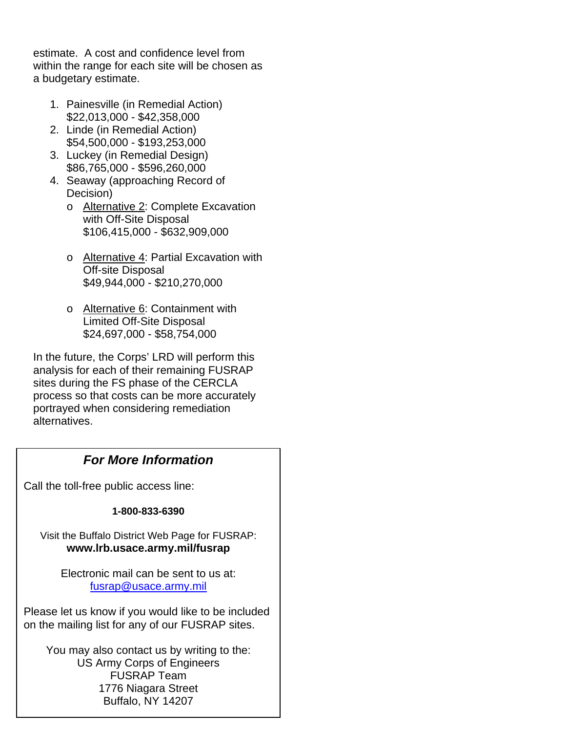estimate. A cost and confidence level from within the range for each site will be chosen as a budgetary estimate.

1. Painesville (in Remedial Action)
   $22,013,000 - $42,358,000
2. Linde (in Remedial Action)
   $54,500,000 - $193,253,000
3. Luckey (in Remedial Design)
   $86,765,000 - $596,260,000
4. Seaway (approaching Record of Decision)
   - <u>Alternative 2</u>: Complete Excavation with Off-Site Disposal
     $106,415,000 - $632,909,000
   - <u>Alternative 4</u>: Partial Excavation with Off-site Disposal
     $49,944,000 - $210,270,000
   - <u>Alternative 6</u>: Containment with Limited Off-Site Disposal
     $24,697,000 - $58,754,000

In the future, the Corps' LRD will perform this analysis for each of their remaining FUSRAP sites during the FS phase of the CERCLA process so that costs can be more accurately portrayed when considering remediation alternatives.

## *For More Information*

Call the toll-free public access line:

**1-800-833-6390**

Visit the Buffalo District Web Page for FUSRAP:
**www.lrb.usace.army.mil/fusrap**

Electronic mail can be sent to us at:
fusrap@usace.army.mil

Please let us know if you would like to be included on the mailing list for any of our FUSRAP sites.

You may also contact us by writing to the:
US Army Corps of Engineers
FUSRAP Team
1776 Niagara Street
Buffalo, NY 14207